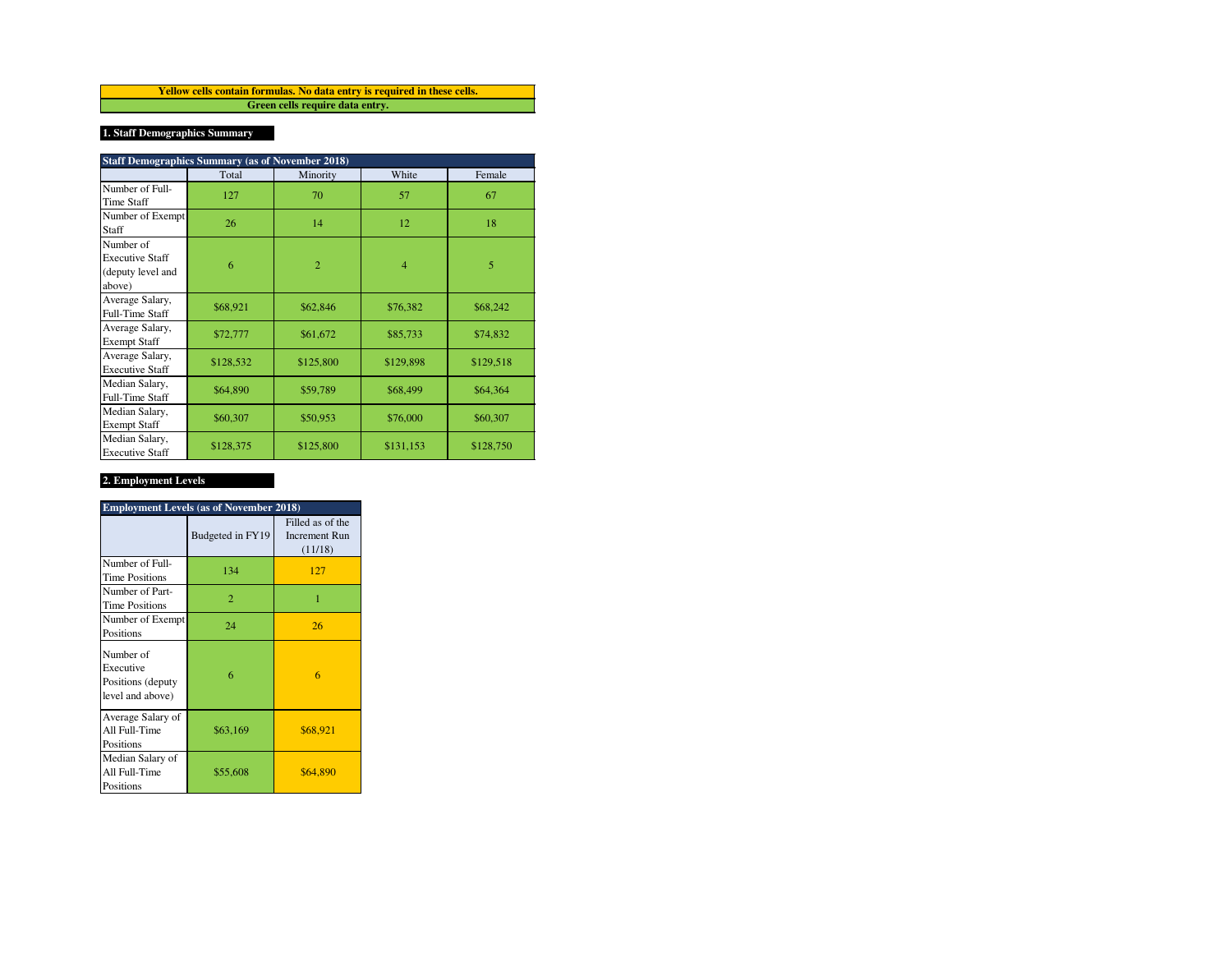**Yellow cells contain formulas. No data entry is required in these cells.**

**Green cells require data entry.**

## 1. Staff Demographics Summary

| Staff Demographics Summary (as of November 2018) | | | | |
|---|---|---|---|---|
| | Total | Minority | White | Female |
| Number of Full-Time Staff | 127 | 70 | 57 | 67 |
| Number of Exempt Staff | 26 | 14 | 12 | 18 |
| Number of Executive Staff (deputy level and above) | 6 | 2 | 4 | 5 |
| Average Salary, Full-Time Staff | $68,921 | $62,846 | $76,382 | $68,242 |
| Average Salary, Exempt Staff | $72,777 | $61,672 | $85,733 | $74,832 |
| Average Salary, Executive Staff | $128,532 | $125,800 | $129,898 | $129,518 |
| Median Salary, Full-Time Staff | $64,890 | $59,789 | $68,499 | $64,364 |
| Median Salary, Exempt Staff | $60,307 | $50,953 | $76,000 | $60,307 |
| Median Salary, Executive Staff | $128,375 | $125,800 | $131,153 | $128,750 |

## 2. Employment Levels

| Employment Levels (as of November 2018) | | |
|---|---|---|
| | Budgeted in FY19 | Filled as of the Increment Run (11/18) |
| Number of Full-Time Positions | 134 | 127 |
| Number of Part-Time Positions | 2 | 1 |
| Number of Exempt Positions | 24 | 26 |
| Number of Executive Positions (deputy level and above) | 6 | 6 |
| Average Salary of All Full-Time Positions | $63,169 | $68,921 |
| Median Salary of All Full-Time Positions | $55,608 | $64,890 |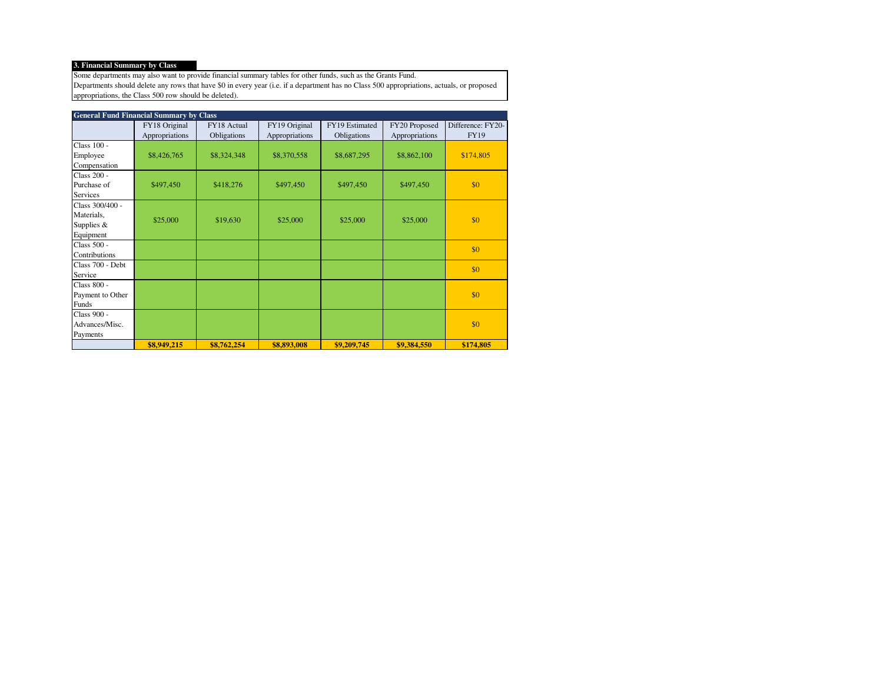### 3. Financial Summary by Class

Some departments may also want to provide financial summary tables for other funds, such as the Grants Fund.
Departments should delete any rows that have $0 in every year (i.e. if a department has no Class 500 appropriations, actuals, or proposed appropriations, the Class 500 row should be deleted).

| General Fund Financial Summary by Class | | | | | | |
|---|---|---|---|---|---|---|
| | FY18 Original Appropriations | FY18 Actual Obligations | FY19 Original Appropriations | FY19 Estimated Obligations | FY20 Proposed Appropriations | Difference: FY20-FY19 |
| Class 100 - Employee Compensation | $8,426,765 | $8,324,348 | $8,370,558 | $8,687,295 | $8,862,100 | $174,805 |
| Class 200 - Purchase of Services | $497,450 | $418,276 | $497,450 | $497,450 | $497,450 | $0 |
| Class 300/400 - Materials, Supplies & Equipment | $25,000 | $19,630 | $25,000 | $25,000 | $25,000 | $0 |
| Class 500 - Contributions | | | | | | $0 |
| Class 700 - Debt Service | | | | | | $0 |
| Class 800 - Payment to Other Funds | | | | | | $0 |
| Class 900 - Advances/Misc. Payments | | | | | | $0 |
| | **$8,949,215** | **$8,762,254** | **$8,893,008** | **$9,209,745** | **$9,384,550** | **$174,805** |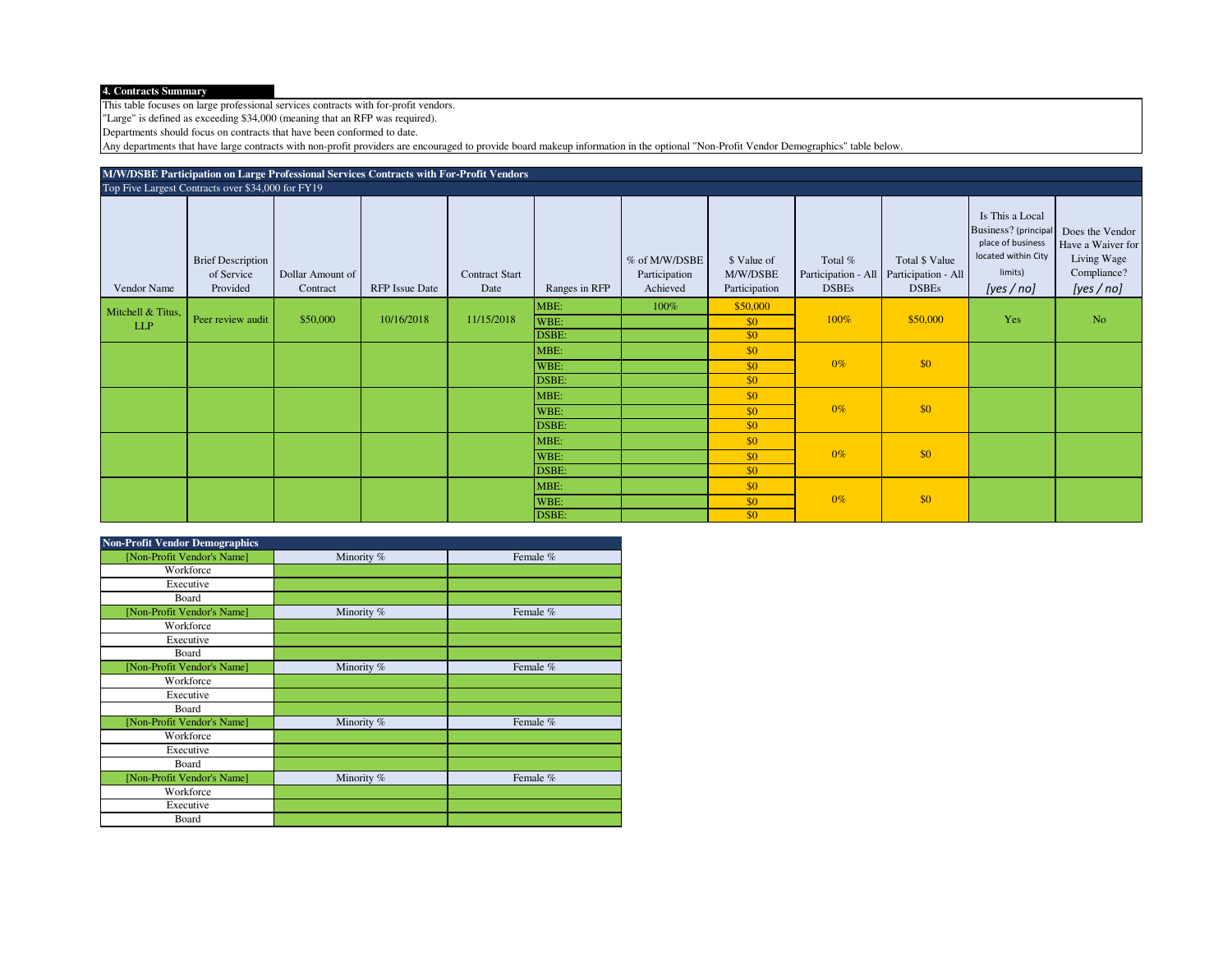**4. Contracts Summary**

This table focuses on large professional services contracts with for-profit vendors.
"Large" is defined as exceeding $34,000 (meaning that an RFP was required).
Departments should focus on contracts that have been conformed to date.
Any departments that have large contracts with non-profit providers are encouraged to provide board makeup information in the optional "Non-Profit Vendor Demographics" table below.

**M/W/DSBE Participation on Large Professional Services Contracts with For-Profit Vendors**

Top Five Largest Contracts over $34,000 for FY19

| Vendor Name | Brief Description of Service Provided | Dollar Amount of Contract | RFP Issue Date | Contract Start Date | Ranges in RFP | % of M/W/DSBE Participation Achieved | $ Value of M/W/DSBE Participation | Total % Participation - All DSBEs | Total $ Value Participation - All DSBEs | Is This a Local Business? (principal place of business located within City limits) *[yes / no]* | Does the Vendor Have a Waiver for Living Wage Compliance? *[yes / no]* |
|---|---|---|---|---|---|---|---|---|---|---|---|
| Mitchell & Titus, LLP | Peer review audit | $50,000 | 10/16/2018 | 11/15/2018 | MBE: | 100% | $50,000 | 100% | $50,000 | Yes | No |
| | | | | | WBE: | | $0 | | | | |
| | | | | | DSBE: | | $0 | | | | |
| | | | | | MBE: | | $0 | 0% | $0 | | |
| | | | | | WBE: | | $0 | | | | |
| | | | | | DSBE: | | $0 | | | | |
| | | | | | MBE: | | $0 | 0% | $0 | | |
| | | | | | WBE: | | $0 | | | | |
| | | | | | DSBE: | | $0 | | | | |
| | | | | | MBE: | | $0 | 0% | $0 | | |
| | | | | | WBE: | | $0 | | | | |
| | | | | | DSBE: | | $0 | | | | |
| | | | | | MBE: | | $0 | 0% | $0 | | |
| | | | | | WBE: | | $0 | | | | |
| | | | | | DSBE: | | $0 | | | | |

**Non-Profit Vendor Demographics**

| [Non-Profit Vendor's Name] | Minority % | Female % |
|---|---|---|
| Workforce | | |
| Executive | | |
| Board | | |
| [Non-Profit Vendor's Name] | Minority % | Female % |
| Workforce | | |
| Executive | | |
| Board | | |
| [Non-Profit Vendor's Name] | Minority % | Female % |
| Workforce | | |
| Executive | | |
| Board | | |
| [Non-Profit Vendor's Name] | Minority % | Female % |
| Workforce | | |
| Executive | | |
| Board | | |
| [Non-Profit Vendor's Name] | Minority % | Female % |
| Workforce | | |
| Executive | | |
| Board | | |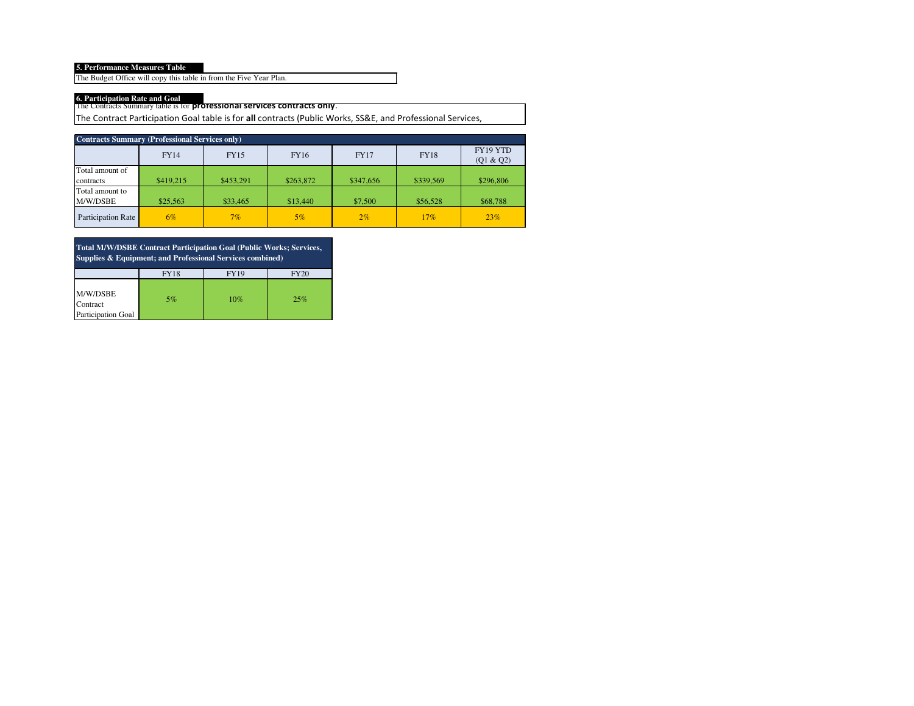**5. Performance Measures Table**

The Budget Office will copy this table in from the Five Year Plan.

**6. Participation Rate and Goal**

The Contracts Summary table is for **professional services contracts only**.

The Contract Participation Goal table is for **all** contracts (Public Works, SS&E, and Professional Services,

| Contracts Summary (Professional Services only) | | | | | | |
|---|---|---|---|---|---|---|
| | FY14 | FY15 | FY16 | FY17 | FY18 | FY19 YTD (Q1 & Q2) |
| Total amount of contracts | $419,215 | $453,291 | $263,872 | $347,656 | $339,569 | $296,806 |
| Total amount to M/W/DSBE | $25,563 | $33,465 | $13,440 | $7,500 | $56,528 | $68,788 |
| Participation Rate | 6% | 7% | 5% | 2% | 17% | 23% |

| Total M/W/DSBE Contract Participation Goal (Public Works; Services, Supplies & Equipment; and Professional Services combined) | | | |
|---|---|---|---|
| | FY18 | FY19 | FY20 |
| M/W/DSBE Contract Participation Goal | 5% | 10% | 25% |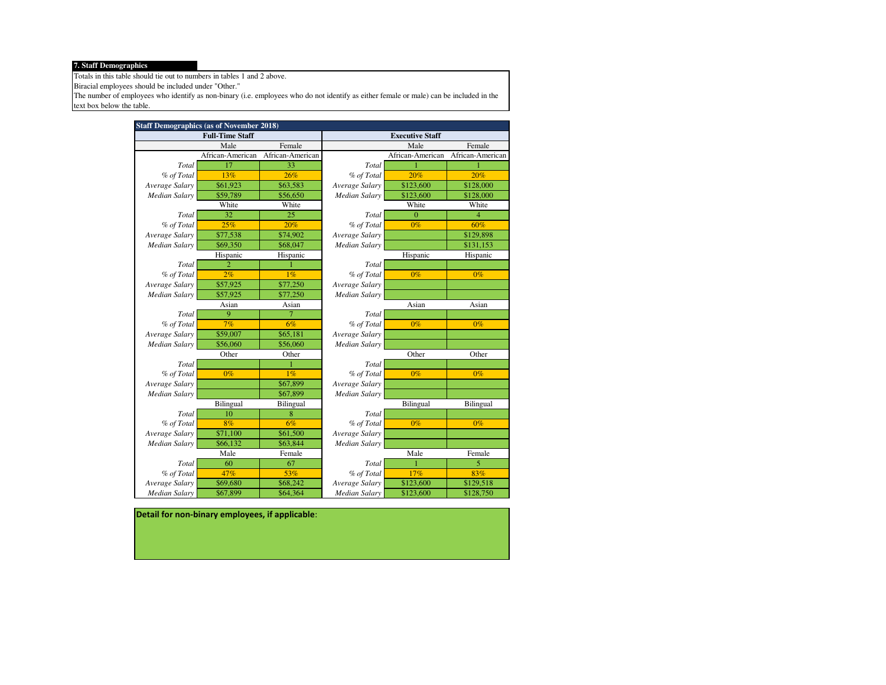**7. Staff Demographics**

Totals in this table should tie out to numbers in tables 1 and 2 above.
Biracial employees should be included under "Other."
The number of employees who identify as non-binary (i.e. employees who do not identify as either female or male) can be included in the text box below the table.

| Staff Demographics (as of November 2018) | | | | | |
|---|---|---|---|---|---|
| **Full-Time Staff** | | | **Executive Staff** | | |
| | Male | Female | | Male | Female |
| | African-American | African-American | | African-American | African-American |
| *Total* | 17 | 33 | *Total* | 1 | 1 |
| *% of Total* | 13% | 26% | *% of Total* | 20% | 20% |
| *Average Salary* | $61,923 | $63,583 | *Average Salary* | $123,600 | $128,000 |
| *Median Salary* | $59,789 | $56,650 | *Median Salary* | $123,600 | $128,000 |
| | White | White | | White | White |
| *Total* | 32 | 25 | *Total* | 0 | 4 |
| *% of Total* | 25% | 20% | *% of Total* | 0% | 60% |
| *Average Salary* | $77,538 | $74,902 | *Average Salary* | | $129,898 |
| *Median Salary* | $69,350 | $68,047 | *Median Salary* | | $131,153 |
| | Hispanic | Hispanic | | Hispanic | Hispanic |
| *Total* | 2 | 1 | *Total* | | |
| *% of Total* | 2% | 1% | *% of Total* | 0% | 0% |
| *Average Salary* | $57,925 | $77,250 | *Average Salary* | | |
| *Median Salary* | $57,925 | $77,250 | *Median Salary* | | |
| | Asian | Asian | | Asian | Asian |
| *Total* | 9 | 7 | *Total* | | |
| *% of Total* | 7% | 6% | *% of Total* | 0% | 0% |
| *Average Salary* | $59,007 | $65,181 | *Average Salary* | | |
| *Median Salary* | $56,060 | $56,060 | *Median Salary* | | |
| | Other | Other | | Other | Other |
| *Total* | | 1 | *Total* | | |
| *% of Total* | 0% | 1% | *% of Total* | 0% | 0% |
| *Average Salary* | | $67,899 | *Average Salary* | | |
| *Median Salary* | | $67,899 | *Median Salary* | | |
| | Bilingual | Bilingual | | Bilingual | Bilingual |
| *Total* | 10 | 8 | *Total* | | |
| *% of Total* | 8% | 6% | *% of Total* | 0% | 0% |
| *Average Salary* | $71,100 | $61,500 | *Average Salary* | | |
| *Median Salary* | $66,132 | $63,844 | *Median Salary* | | |
| | Male | Female | | Male | Female |
| *Total* | 60 | 67 | *Total* | 1 | 5 |
| *% of Total* | 47% | 53% | *% of Total* | 17% | 83% |
| *Average Salary* | $69,680 | $68,242 | *Average Salary* | $123,600 | $129,518 |
| *Median Salary* | $67,899 | $64,364 | *Median Salary* | $123,600 | $128,750 |

**Detail for non-binary employees, if applicable**: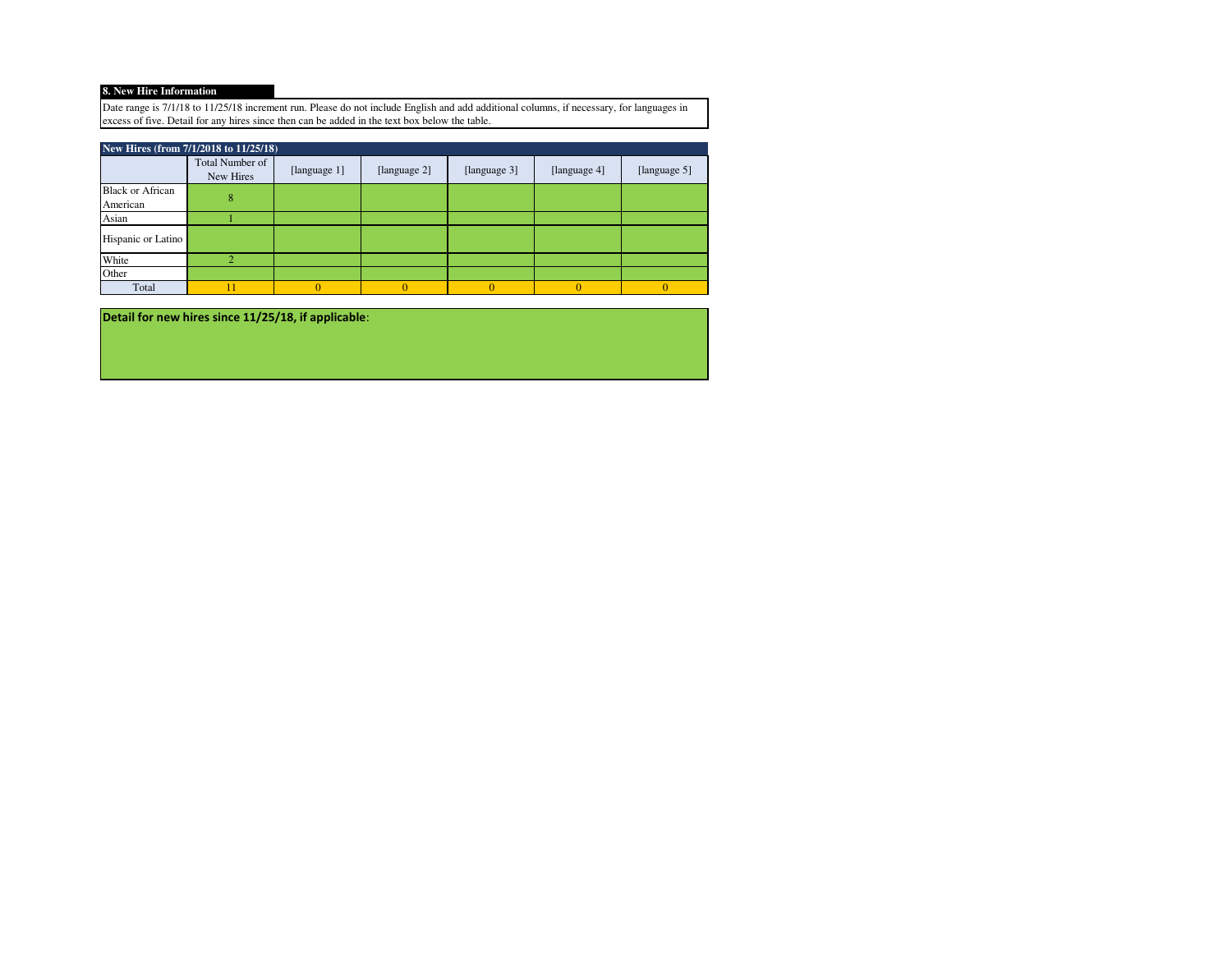**8. New Hire Information**

Date range is 7/1/18 to 11/25/18 increment run. Please do not include English and add additional columns, if necessary, for languages in excess of five. Detail for any hires since then can be added in the text box below the table.

**New Hires (from 7/1/2018 to 11/25/18)**

| | Total Number of New Hires | [language 1] | [language 2] | [language 3] | [language 4] | [language 5] |
|---|---|---|---|---|---|---|
| Black or African American | 8 | | | | | |
| Asian | 1 | | | | | |
| Hispanic or Latino | | | | | | |
| White | 2 | | | | | |
| Other | | | | | | |
| Total | 11 | 0 | 0 | 0 | 0 | 0 |

**Detail for new hires since 11/25/18, if applicable**: